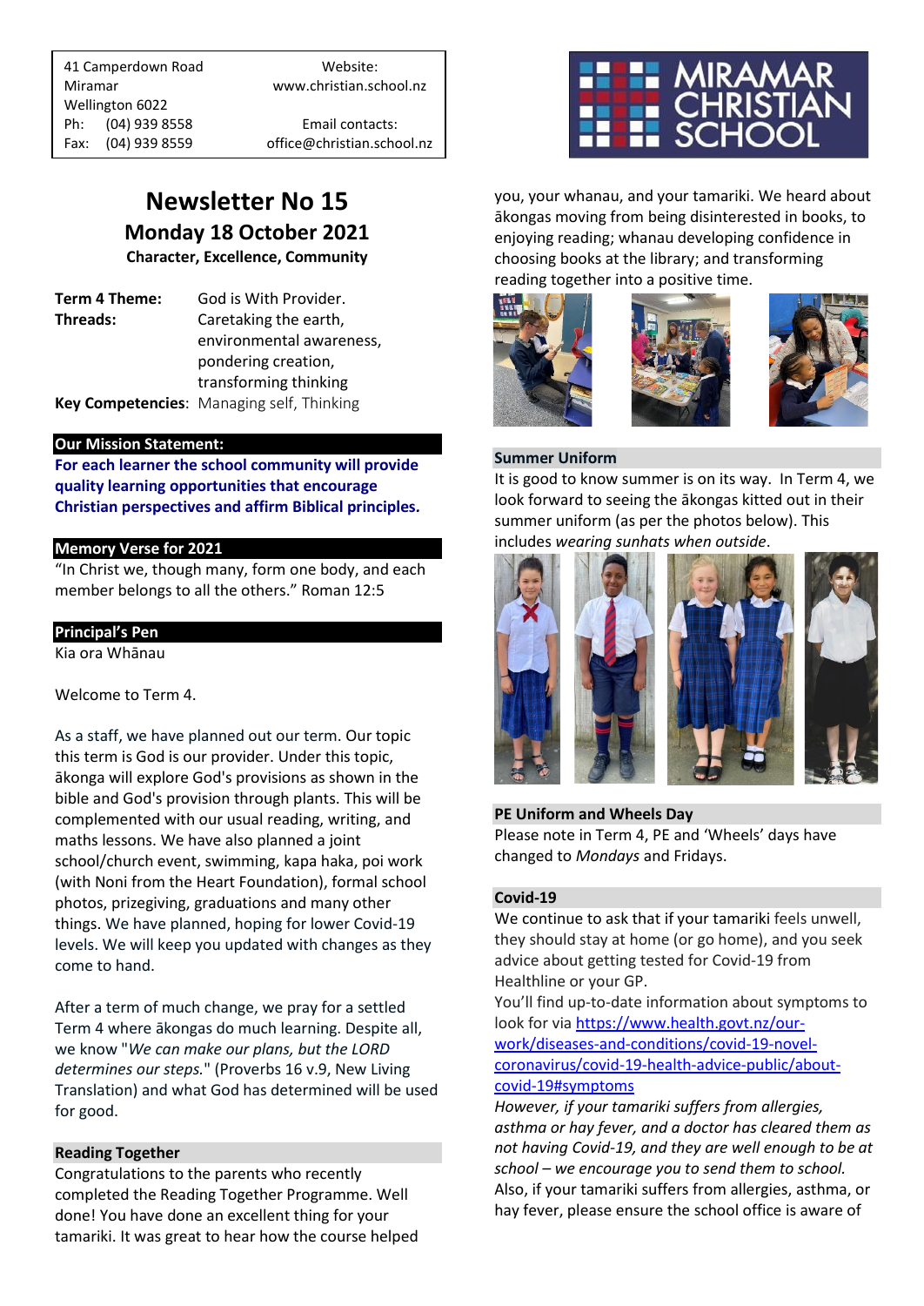41 Camperdown Road
Miramar
Wellington 6022
Ph: (04) 939 8558
Fax: (04) 939 8559

Website:
www.christian.school.nz

Email contacts:
office@christian.school.nz

MIRAMAR CHRISTIAN SCHOOL

# Newsletter No 15

## Monday 18 October 2021

**Character, Excellence, Community**

**Term 4 Theme:** God is With Provider.
**Threads:** Caretaking the earth, environmental awareness, pondering creation, transforming thinking
**Key Competencies**: Managing self, Thinking

### Our Mission Statement:

**For each learner the school community will provide quality learning opportunities that encourage Christian perspectives and affirm Biblical principles.**

### Memory Verse for 2021

"In Christ we, though many, form one body, and each member belongs to all the others." Roman 12:5

### Principal's Pen

Kia ora Whānau

Welcome to Term 4.

As a staff, we have planned out our term. Our topic this term is God is our provider. Under this topic, ākonga will explore God's provisions as shown in the bible and God's provision through plants. This will be complemented with our usual reading, writing, and maths lessons. We have also planned a joint school/church event, swimming, kapa haka, poi work (with Noni from the Heart Foundation), formal school photos, prizegiving, graduations and many other things. We have planned, hoping for lower Covid-19 levels. We will keep you updated with changes as they come to hand.

After a term of much change, we pray for a settled Term 4 where ākongas do much learning. Despite all, we know "*We can make our plans, but the LORD determines our steps.*" (Proverbs 16 v.9, New Living Translation) and what God has determined will be used for good.

### Reading Together

Congratulations to the parents who recently completed the Reading Together Programme. Well done! You have done an excellent thing for your tamariki. It was great to hear how the course helped you, your whanau, and your tamariki. We heard about ākongas moving from being disinterested in books, to enjoying reading; whanau developing confidence in choosing books at the library; and transforming reading together into a positive time.

### Summer Uniform

It is good to know summer is on its way. In Term 4, we look forward to seeing the ākongas kitted out in their summer uniform (as per the photos below). This includes *wearing sunhats when outside*.

### PE Uniform and Wheels Day

Please note in Term 4, PE and 'Wheels' days have changed to *Mondays* and Fridays.

### Covid-19

We continue to ask that if your tamariki feels unwell, they should stay at home (or go home), and you seek advice about getting tested for Covid-19 from Healthline or your GP.

You'll find up-to-date information about symptoms to look for via https://www.health.govt.nz/our-work/diseases-and-conditions/covid-19-novel-coronavirus/covid-19-health-advice-public/about-covid-19#symptoms

*However, if your tamariki suffers from allergies, asthma or hay fever, and a doctor has cleared them as not having Covid-19, and they are well enough to be at school – we encourage you to send them to school.*

Also, if your tamariki suffers from allergies, asthma, or hay fever, please ensure the school office is aware of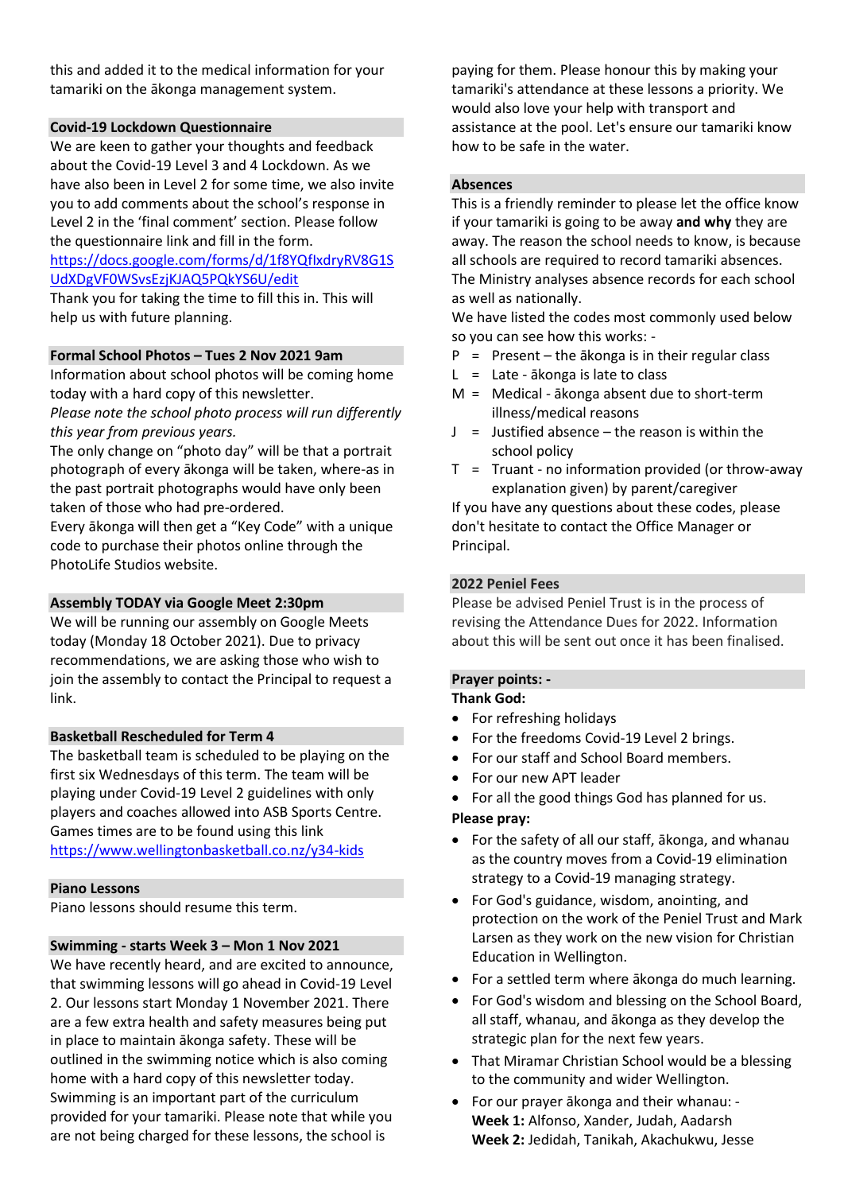this and added it to the medical information for your tamariki on the ākonga management system.

## Covid-19 Lockdown Questionnaire

We are keen to gather your thoughts and feedback about the Covid-19 Level 3 and 4 Lockdown. As we have also been in Level 2 for some time, we also invite you to add comments about the school's response in Level 2 in the 'final comment' section. Please follow the questionnaire link and fill in the form.
https://docs.google.com/forms/d/1f8YQflxdryRV8G1SUdXDgVF0WSvsEzjKJAQ5PQkYS6U/edit
Thank you for taking the time to fill this in. This will help us with future planning.

## Formal School Photos – Tues 2 Nov 2021 9am

Information about school photos will be coming home today with a hard copy of this newsletter.
*Please note the school photo process will run differently this year from previous years.*
The only change on "photo day" will be that a portrait photograph of every ākonga will be taken, where-as in the past portrait photographs would have only been taken of those who had pre-ordered.
Every ākonga will then get a "Key Code" with a unique code to purchase their photos online through the PhotoLife Studios website.

## Assembly TODAY via Google Meet 2:30pm

We will be running our assembly on Google Meets today (Monday 18 October 2021). Due to privacy recommendations, we are asking those who wish to join the assembly to contact the Principal to request a link.

## Basketball Rescheduled for Term 4

The basketball team is scheduled to be playing on the first six Wednesdays of this term. The team will be playing under Covid-19 Level 2 guidelines with only players and coaches allowed into ASB Sports Centre. Games times are to be found using this link
https://www.wellingtonbasketball.co.nz/y34-kids

## Piano Lessons

Piano lessons should resume this term.

## Swimming - starts Week 3 – Mon 1 Nov 2021

We have recently heard, and are excited to announce, that swimming lessons will go ahead in Covid-19 Level 2. Our lessons start Monday 1 November 2021. There are a few extra health and safety measures being put in place to maintain ākonga safety. These will be outlined in the swimming notice which is also coming home with a hard copy of this newsletter today. Swimming is an important part of the curriculum provided for your tamariki. Please note that while you are not being charged for these lessons, the school is paying for them. Please honour this by making your tamariki's attendance at these lessons a priority. We would also love your help with transport and assistance at the pool. Let's ensure our tamariki know how to be safe in the water.

## Absences

This is a friendly reminder to please let the office know if your tamariki is going to be away **and why** they are away. The reason the school needs to know, is because all schools are required to record tamariki absences. The Ministry analyses absence records for each school as well as nationally.
We have listed the codes most commonly used below so you can see how this works: -

- P = Present – the ākonga is in their regular class
- L = Late - ākonga is late to class
- M = Medical - ākonga absent due to short-term illness/medical reasons
- J = Justified absence – the reason is within the school policy
- T = Truant - no information provided (or throw-away explanation given) by parent/caregiver

If you have any questions about these codes, please don't hesitate to contact the Office Manager or Principal.

## 2022 Peniel Fees

Please be advised Peniel Trust is in the process of revising the Attendance Dues for 2022. Information about this will be sent out once it has been finalised.

## Prayer points: -

**Thank God:**

- For refreshing holidays
- For the freedoms Covid-19 Level 2 brings.
- For our staff and School Board members.
- For our new APT leader
- For all the good things God has planned for us.

**Please pray:**

- For the safety of all our staff, ākonga, and whanau as the country moves from a Covid-19 elimination strategy to a Covid-19 managing strategy.
- For God's guidance, wisdom, anointing, and protection on the work of the Peniel Trust and Mark Larsen as they work on the new vision for Christian Education in Wellington.
- For a settled term where ākonga do much learning.
- For God's wisdom and blessing on the School Board, all staff, whanau, and ākonga as they develop the strategic plan for the next few years.
- That Miramar Christian School would be a blessing to the community and wider Wellington.
- For our prayer ākonga and their whanau: -
  **Week 1:** Alfonso, Xander, Judah, Aadarsh
  **Week 2:** Jedidah, Tanikah, Akachukwu, Jesse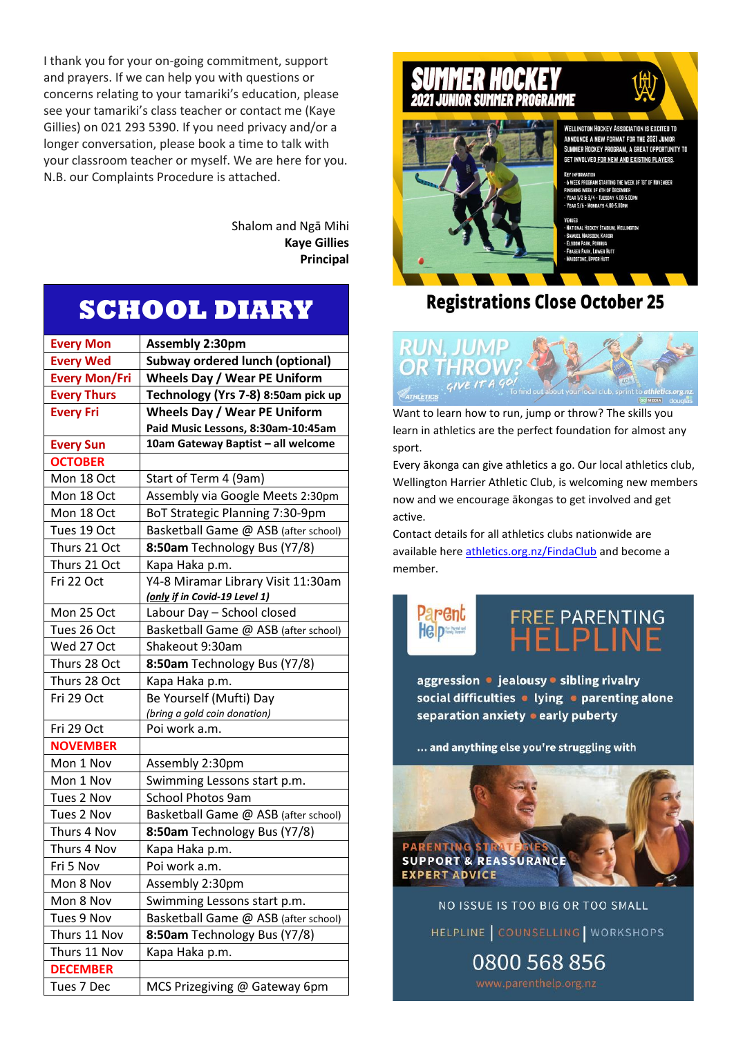I thank you for your on-going commitment, support and prayers. If we can help you with questions or concerns relating to your tamariki's education, please see your tamariki's class teacher or contact me (Kaye Gillies) on 021 293 5390. If you need privacy and/or a longer conversation, please book a time to talk with your classroom teacher or myself. We are here for you. N.B. our Complaints Procedure is attached.

Shalom and Ngā Mihi
**Kaye Gillies**
**Principal**

# SCHOOL DIARY

| | |
|---|---|
| **Every Mon** | **Assembly 2:30pm** |
| **Every Wed** | **Subway ordered lunch (optional)** |
| **Every Mon/Fri** | **Wheels Day / Wear PE Uniform** |
| **Every Thurs** | **Technology (Yrs 7-8) 8:50am pick up** |
| **Every Fri** | **Wheels Day / Wear PE Uniform** **Paid Music Lessons, 8:30am-10:45am** |
| **Every Sun** | **10am Gateway Baptist – all welcome** |
| **OCTOBER** | |
| Mon 18 Oct | Start of Term 4 (9am) |
| Mon 18 Oct | Assembly via Google Meets 2:30pm |
| Mon 18 Oct | BoT Strategic Planning 7:30-9pm |
| Tues 19 Oct | Basketball Game @ ASB (after school) |
| Thurs 21 Oct | **8:50am** Technology Bus (Y7/8) |
| Thurs 21 Oct | Kapa Haka p.m. |
| Fri 22 Oct | Y4-8 Miramar Library Visit 11:30am *(only if in Covid-19 Level 1)* |
| Mon 25 Oct | Labour Day – School closed |
| Tues 26 Oct | Basketball Game @ ASB (after school) |
| Wed 27 Oct | Shakeout 9:30am |
| Thurs 28 Oct | **8:50am** Technology Bus (Y7/8) |
| Thurs 28 Oct | Kapa Haka p.m. |
| Fri 29 Oct | Be Yourself (Mufti) Day *(bring a gold coin donation)* |
| Fri 29 Oct | Poi work a.m. |
| **NOVEMBER** | |
| Mon 1 Nov | Assembly 2:30pm |
| Mon 1 Nov | Swimming Lessons start p.m. |
| Tues 2 Nov | School Photos 9am |
| Tues 2 Nov | Basketball Game @ ASB (after school) |
| Thurs 4 Nov | **8:50am** Technology Bus (Y7/8) |
| Thurs 4 Nov | Kapa Haka p.m. |
| Fri 5 Nov | Poi work a.m. |
| Mon 8 Nov | Assembly 2:30pm |
| Mon 8 Nov | Swimming Lessons start p.m. |
| Tues 9 Nov | Basketball Game @ ASB (after school) |
| Thurs 11 Nov | **8:50am** Technology Bus (Y7/8) |
| Thurs 11 Nov | Kapa Haka p.m. |
| **DECEMBER** | |
| Tues 7 Dec | MCS Prizegiving @ Gateway 6pm |

## SUMMER HOCKEY
### 2021 JUNIOR SUMMER PROGRAMME

Wellington Hockey Association is excited to announce a new format for the 2021 Junior Summer Hockey program, a great opportunity to get involved for new and existing players.

Key information
- 6 week program starting the week of 1st of November finishing week of 6th of December
- Year 1/2 & 3/4 - Tuesday 4.00-5.00pm
- Year 5/6 - Mondays 4.00-5.00pm

Venues
- National Hockey Stadium, Wellington
- Samuel Marsden, Karori
- Elsdon Park, Porirua
- Fraser Park, Lower Hutt
- Maidstone, Upper Hutt

**Registrations Close October 25**

RUN, JUMP OR THROW? Give it a go!
To find out about your local club, sprint to athletics.org.nz

Want to learn how to run, jump or throw? The skills you learn in athletics are the perfect foundation for almost any sport.

Every ākonga can give athletics a go. Our local athletics club, Wellington Harrier Athletic Club, is welcoming new members now and we encourage ākongas to get involved and get active.

Contact details for all athletics clubs nationwide are available here athletics.org.nz/FindaClub and become a member.

Parent Help
## FREE PARENTING HELPLINE

**aggression • jealousy • sibling rivalry**
**social difficulties • lying • parenting alone**
**separation anxiety • early puberty**

**... and anything else you're struggling with**

PARENTING STRATEGIES
SUPPORT & REASSURANCE
EXPERT ADVICE

NO ISSUE IS TOO BIG OR TOO SMALL

HELPLINE | COUNSELLING | WORKSHOPS

0800 568 856
www.parenthelp.org.nz